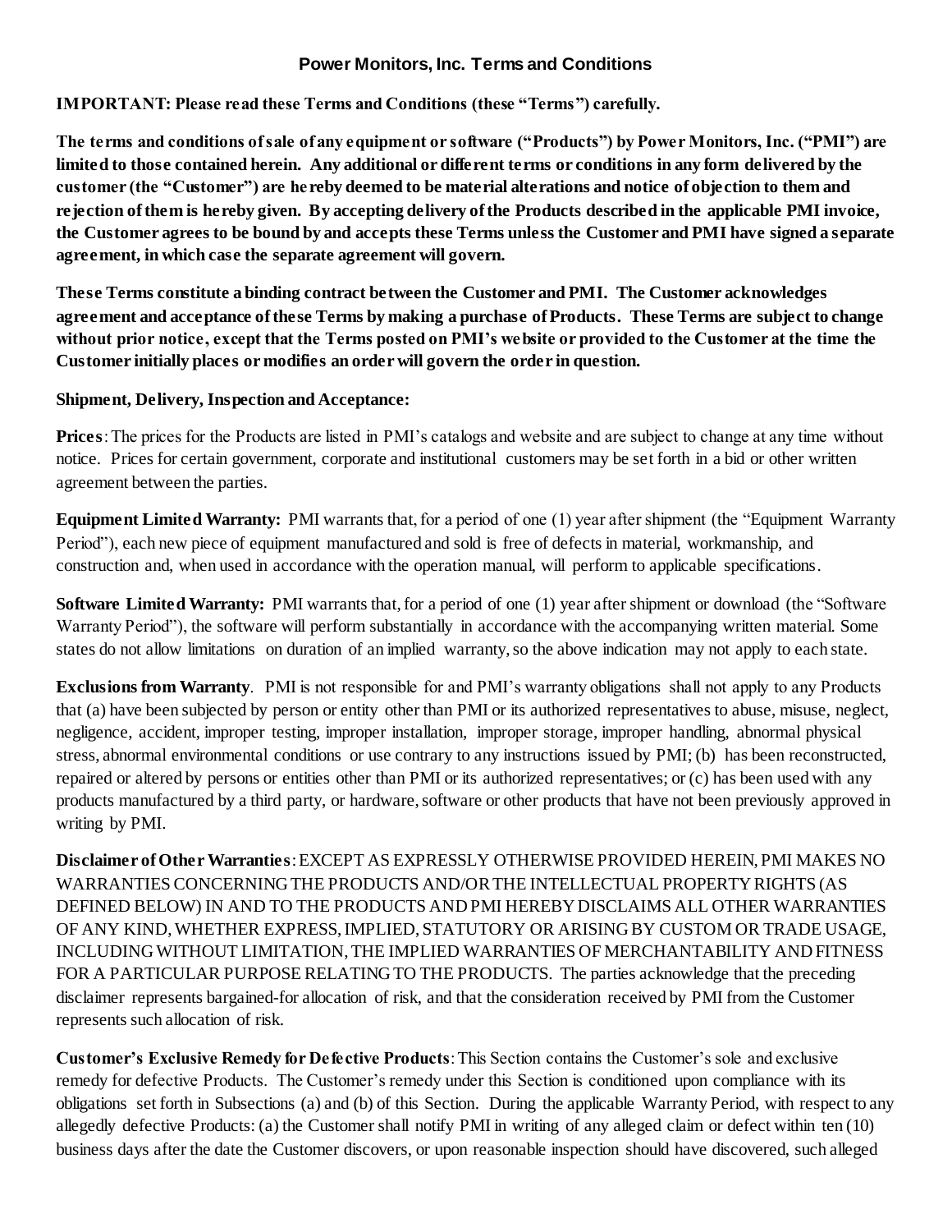# Power Monitors, Inc. Terms and Conditions

**IMPORTANT: Please read these Terms and Conditions (these "Terms") carefully.**

**The terms and conditions of sale of any equipment or software ("Products") by Power Monitors, Inc. ("PMI") are limited to those contained herein. Any additional or different terms or conditions in any form delivered by the customer (the "Customer") are hereby deemed to be material alterations and notice of objection to them and rejection of them is hereby given. By accepting delivery of the Products described in the applicable PMI invoice, the Customer agrees to be bound by and accepts these Terms unless the Customer and PMI have signed a separate agreement, in which case the separate agreement will govern.**

**These Terms constitute a binding contract between the Customer and PMI. The Customer acknowledges agreement and acceptance of these Terms by making a purchase of Products. These Terms are subject to change without prior notice, except that the Terms posted on PMI's website or provided to the Customer at the time the Customer initially places or modifies an order will govern the order in question.**

**Shipment, Delivery, Inspection and Acceptance:**

**Prices**: The prices for the Products are listed in PMI's catalogs and website and are subject to change at any time without notice. Prices for certain government, corporate and institutional customers may be set forth in a bid or other written agreement between the parties.

**Equipment Limited Warranty:** PMI warrants that, for a period of one (1) year after shipment (the "Equipment Warranty Period"), each new piece of equipment manufactured and sold is free of defects in material, workmanship, and construction and, when used in accordance with the operation manual, will perform to applicable specifications.

**Software Limited Warranty:** PMI warrants that, for a period of one (1) year after shipment or download (the "Software Warranty Period"), the software will perform substantially in accordance with the accompanying written material. Some states do not allow limitations on duration of an implied warranty, so the above indication may not apply to each state.

**Exclusions from Warranty**. PMI is not responsible for and PMI's warranty obligations shall not apply to any Products that (a) have been subjected by person or entity other than PMI or its authorized representatives to abuse, misuse, neglect, negligence, accident, improper testing, improper installation, improper storage, improper handling, abnormal physical stress, abnormal environmental conditions or use contrary to any instructions issued by PMI; (b) has been reconstructed, repaired or altered by persons or entities other than PMI or its authorized representatives; or (c) has been used with any products manufactured by a third party, or hardware, software or other products that have not been previously approved in writing by PMI.

**Disclaimer of Other Warranties**: EXCEPT AS EXPRESSLY OTHERWISE PROVIDED HEREIN, PMI MAKES NO WARRANTIES CONCERNING THE PRODUCTS AND/OR THE INTELLECTUAL PROPERTY RIGHTS (AS DEFINED BELOW) IN AND TO THE PRODUCTS AND PMI HEREBY DISCLAIMS ALL OTHER WARRANTIES OF ANY KIND, WHETHER EXPRESS, IMPLIED, STATUTORY OR ARISING BY CUSTOM OR TRADE USAGE, INCLUDING WITHOUT LIMITATION, THE IMPLIED WARRANTIES OF MERCHANTABILITY AND FITNESS FOR A PARTICULAR PURPOSE RELATING TO THE PRODUCTS. The parties acknowledge that the preceding disclaimer represents bargained-for allocation of risk, and that the consideration received by PMI from the Customer represents such allocation of risk.

**Customer's Exclusive Remedy for Defective Products**: This Section contains the Customer's sole and exclusive remedy for defective Products. The Customer's remedy under this Section is conditioned upon compliance with its obligations set forth in Subsections (a) and (b) of this Section. During the applicable Warranty Period, with respect to any allegedly defective Products: (a) the Customer shall notify PMI in writing of any alleged claim or defect within ten (10) business days after the date the Customer discovers, or upon reasonable inspection should have discovered, such alleged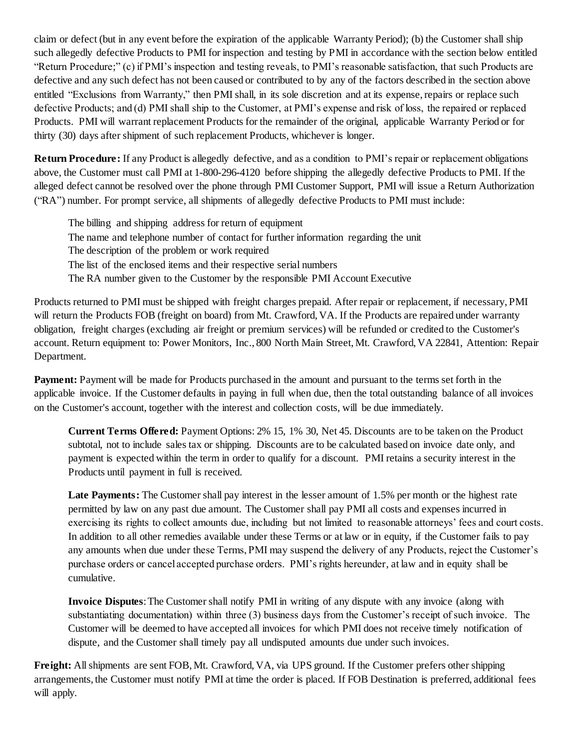claim or defect (but in any event before the expiration of the applicable Warranty Period); (b) the Customer shall ship such allegedly defective Products to PMI for inspection and testing by PMI in accordance with the section below entitled "Return Procedure;" (c) if PMI's inspection and testing reveals, to PMI's reasonable satisfaction, that such Products are defective and any such defect has not been caused or contributed to by any of the factors described in the section above entitled "Exclusions from Warranty," then PMI shall, in its sole discretion and at its expense, repairs or replace such defective Products; and (d) PMI shall ship to the Customer, at PMI's expense and risk of loss, the repaired or replaced Products. PMI will warrant replacement Products for the remainder of the original, applicable Warranty Period or for thirty (30) days after shipment of such replacement Products, whichever is longer.

**Return Procedure:** If any Product is allegedly defective, and as a condition to PMI's repair or replacement obligations above, the Customer must call PMI at 1-800-296-4120 before shipping the allegedly defective Products to PMI. If the alleged defect cannot be resolved over the phone through PMI Customer Support, PMI will issue a Return Authorization ("RA") number. For prompt service, all shipments of allegedly defective Products to PMI must include:

The billing and shipping address for return of equipment
The name and telephone number of contact for further information regarding the unit
The description of the problem or work required
The list of the enclosed items and their respective serial numbers
The RA number given to the Customer by the responsible PMI Account Executive

Products returned to PMI must be shipped with freight charges prepaid. After repair or replacement, if necessary, PMI will return the Products FOB (freight on board) from Mt. Crawford, VA. If the Products are repaired under warranty obligation, freight charges (excluding air freight or premium services) will be refunded or credited to the Customer's account. Return equipment to: Power Monitors, Inc., 800 North Main Street, Mt. Crawford, VA 22841, Attention: Repair Department.

**Payment:** Payment will be made for Products purchased in the amount and pursuant to the terms set forth in the applicable invoice. If the Customer defaults in paying in full when due, then the total outstanding balance of all invoices on the Customer's account, together with the interest and collection costs, will be due immediately.

**Current Terms Offered:** Payment Options: 2% 15, 1% 30, Net 45. Discounts are to be taken on the Product subtotal, not to include sales tax or shipping. Discounts are to be calculated based on invoice date only, and payment is expected within the term in order to qualify for a discount. PMI retains a security interest in the Products until payment in full is received.

**Late Payments:** The Customer shall pay interest in the lesser amount of 1.5% per month or the highest rate permitted by law on any past due amount. The Customer shall pay PMI all costs and expenses incurred in exercising its rights to collect amounts due, including but not limited to reasonable attorneys' fees and court costs. In addition to all other remedies available under these Terms or at law or in equity, if the Customer fails to pay any amounts when due under these Terms, PMI may suspend the delivery of any Products, reject the Customer's purchase orders or cancel accepted purchase orders. PMI's rights hereunder, at law and in equity shall be cumulative.

**Invoice Disputes**: The Customer shall notify PMI in writing of any dispute with any invoice (along with substantiating documentation) within three (3) business days from the Customer's receipt of such invoice. The Customer will be deemed to have accepted all invoices for which PMI does not receive timely notification of dispute, and the Customer shall timely pay all undisputed amounts due under such invoices.

**Freight:** All shipments are sent FOB, Mt. Crawford, VA, via UPS ground. If the Customer prefers other shipping arrangements, the Customer must notify PMI at time the order is placed. If FOB Destination is preferred, additional fees will apply.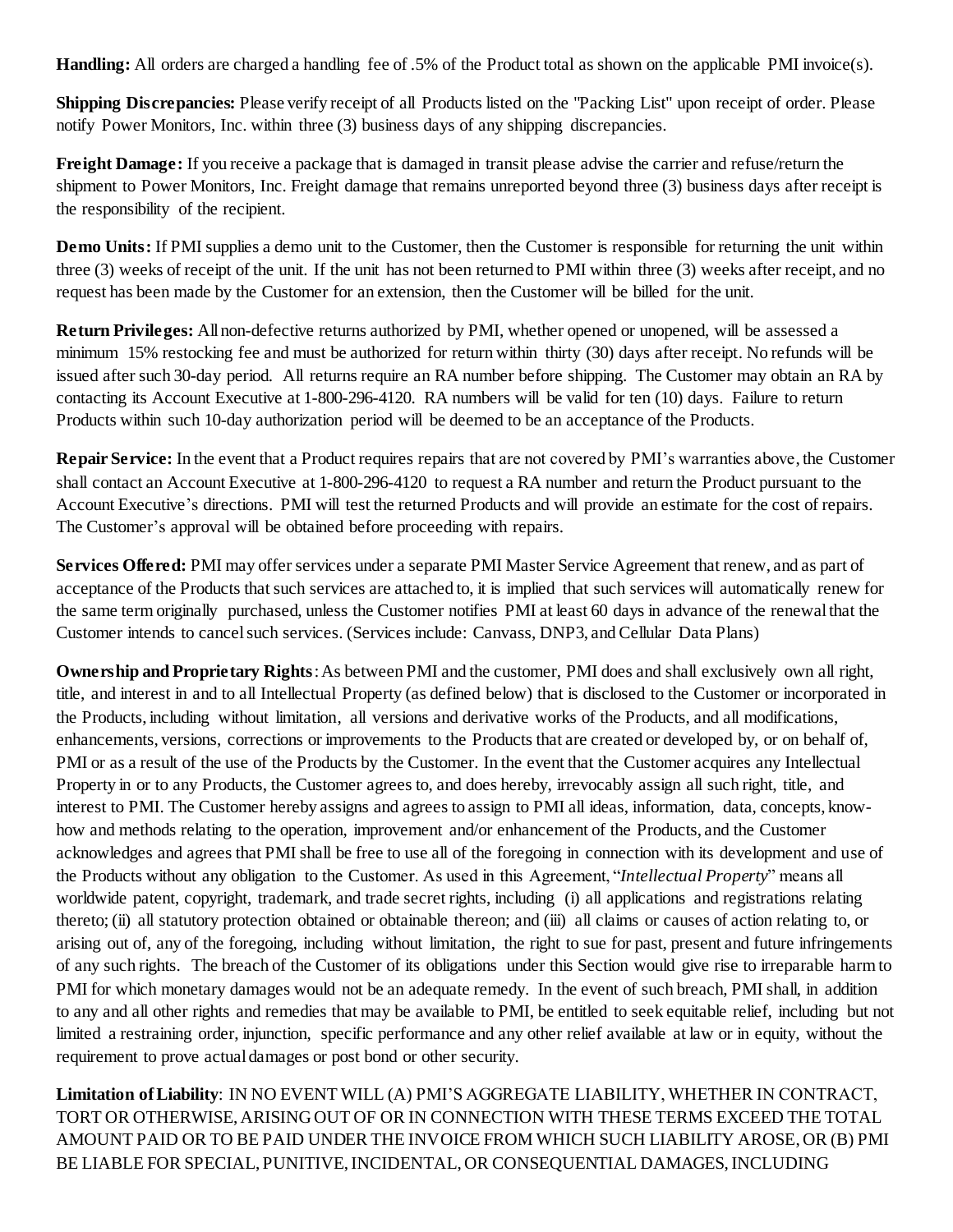**Handling:** All orders are charged a handling fee of .5% of the Product total as shown on the applicable PMI invoice(s).

**Shipping Discrepancies:** Please verify receipt of all Products listed on the "Packing List" upon receipt of order. Please notify Power Monitors, Inc. within three (3) business days of any shipping discrepancies.

**Freight Damage:** If you receive a package that is damaged in transit please advise the carrier and refuse/return the shipment to Power Monitors, Inc. Freight damage that remains unreported beyond three (3) business days after receipt is the responsibility of the recipient.

**Demo Units:** If PMI supplies a demo unit to the Customer, then the Customer is responsible for returning the unit within three (3) weeks of receipt of the unit. If the unit has not been returned to PMI within three (3) weeks after receipt, and no request has been made by the Customer for an extension, then the Customer will be billed for the unit.

**Return Privileges:** All non-defective returns authorized by PMI, whether opened or unopened, will be assessed a minimum 15% restocking fee and must be authorized for return within thirty (30) days after receipt. No refunds will be issued after such 30-day period. All returns require an RA number before shipping. The Customer may obtain an RA by contacting its Account Executive at 1-800-296-4120. RA numbers will be valid for ten (10) days. Failure to return Products within such 10-day authorization period will be deemed to be an acceptance of the Products.

**Repair Service:** In the event that a Product requires repairs that are not covered by PMI's warranties above, the Customer shall contact an Account Executive at 1-800-296-4120 to request a RA number and return the Product pursuant to the Account Executive's directions. PMI will test the returned Products and will provide an estimate for the cost of repairs. The Customer's approval will be obtained before proceeding with repairs.

**Services Offered:** PMI may offer services under a separate PMI Master Service Agreement that renew, and as part of acceptance of the Products that such services are attached to, it is implied that such services will automatically renew for the same term originally purchased, unless the Customer notifies PMI at least 60 days in advance of the renewal that the Customer intends to cancel such services. (Services include: Canvass, DNP3, and Cellular Data Plans)

**Ownership and Proprietary Rights**: As between PMI and the customer, PMI does and shall exclusively own all right, title, and interest in and to all Intellectual Property (as defined below) that is disclosed to the Customer or incorporated in the Products, including without limitation, all versions and derivative works of the Products, and all modifications, enhancements, versions, corrections or improvements to the Products that are created or developed by, or on behalf of, PMI or as a result of the use of the Products by the Customer. In the event that the Customer acquires any Intellectual Property in or to any Products, the Customer agrees to, and does hereby, irrevocably assign all such right, title, and interest to PMI. The Customer hereby assigns and agrees to assign to PMI all ideas, information, data, concepts, know-how and methods relating to the operation, improvement and/or enhancement of the Products, and the Customer acknowledges and agrees that PMI shall be free to use all of the foregoing in connection with its development and use of the Products without any obligation to the Customer. As used in this Agreement, "*Intellectual Property*" means all worldwide patent, copyright, trademark, and trade secret rights, including (i) all applications and registrations relating thereto; (ii) all statutory protection obtained or obtainable thereon; and (iii) all claims or causes of action relating to, or arising out of, any of the foregoing, including without limitation, the right to sue for past, present and future infringements of any such rights. The breach of the Customer of its obligations under this Section would give rise to irreparable harm to PMI for which monetary damages would not be an adequate remedy. In the event of such breach, PMI shall, in addition to any and all other rights and remedies that may be available to PMI, be entitled to seek equitable relief, including but not limited a restraining order, injunction, specific performance and any other relief available at law or in equity, without the requirement to prove actual damages or post bond or other security.

**Limitation of Liability**: IN NO EVENT WILL (A) PMI'S AGGREGATE LIABILITY, WHETHER IN CONTRACT, TORT OR OTHERWISE, ARISING OUT OF OR IN CONNECTION WITH THESE TERMS EXCEED THE TOTAL AMOUNT PAID OR TO BE PAID UNDER THE INVOICE FROM WHICH SUCH LIABILITY AROSE, OR (B) PMI BE LIABLE FOR SPECIAL, PUNITIVE, INCIDENTAL, OR CONSEQUENTIAL DAMAGES, INCLUDING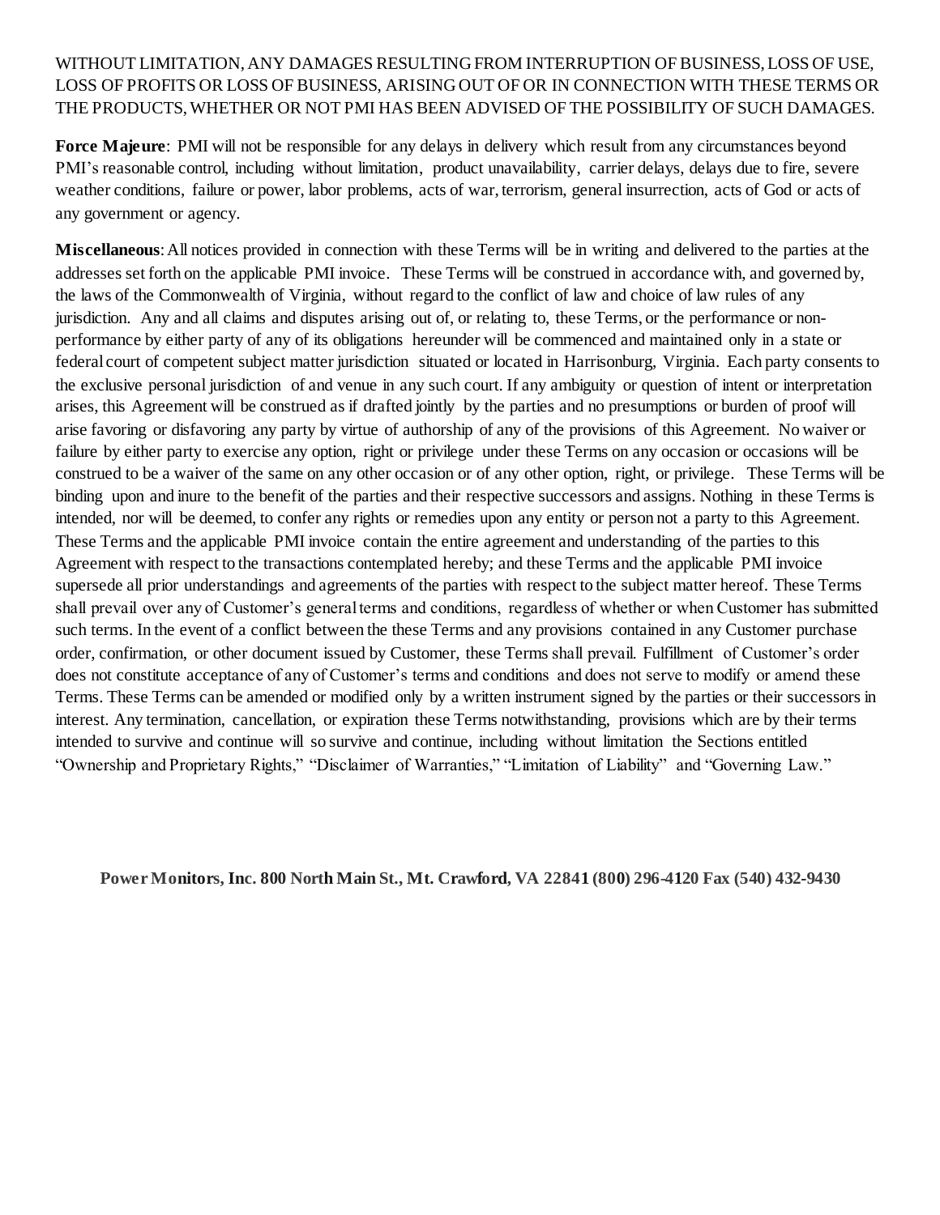WITHOUT LIMITATION, ANY DAMAGES RESULTING FROM INTERRUPTION OF BUSINESS, LOSS OF USE, LOSS OF PROFITS OR LOSS OF BUSINESS, ARISING OUT OF OR IN CONNECTION WITH THESE TERMS OR THE PRODUCTS, WHETHER OR NOT PMI HAS BEEN ADVISED OF THE POSSIBILITY OF SUCH DAMAGES.

**Force Majeure**: PMI will not be responsible for any delays in delivery which result from any circumstances beyond PMI's reasonable control, including without limitation, product unavailability, carrier delays, delays due to fire, severe weather conditions, failure or power, labor problems, acts of war, terrorism, general insurrection, acts of God or acts of any government or agency.

**Miscellaneous**: All notices provided in connection with these Terms will be in writing and delivered to the parties at the addresses set forth on the applicable PMI invoice. These Terms will be construed in accordance with, and governed by, the laws of the Commonwealth of Virginia, without regard to the conflict of law and choice of law rules of any jurisdiction. Any and all claims and disputes arising out of, or relating to, these Terms, or the performance or non-performance by either party of any of its obligations hereunder will be commenced and maintained only in a state or federal court of competent subject matter jurisdiction situated or located in Harrisonburg, Virginia. Each party consents to the exclusive personal jurisdiction of and venue in any such court. If any ambiguity or question of intent or interpretation arises, this Agreement will be construed as if drafted jointly by the parties and no presumptions or burden of proof will arise favoring or disfavoring any party by virtue of authorship of any of the provisions of this Agreement. No waiver or failure by either party to exercise any option, right or privilege under these Terms on any occasion or occasions will be construed to be a waiver of the same on any other occasion or of any other option, right, or privilege. These Terms will be binding upon and inure to the benefit of the parties and their respective successors and assigns. Nothing in these Terms is intended, nor will be deemed, to confer any rights or remedies upon any entity or person not a party to this Agreement. These Terms and the applicable PMI invoice contain the entire agreement and understanding of the parties to this Agreement with respect to the transactions contemplated hereby; and these Terms and the applicable PMI invoice supersede all prior understandings and agreements of the parties with respect to the subject matter hereof. These Terms shall prevail over any of Customer's general terms and conditions, regardless of whether or when Customer has submitted such terms. In the event of a conflict between the these Terms and any provisions contained in any Customer purchase order, confirmation, or other document issued by Customer, these Terms shall prevail. Fulfillment of Customer's order does not constitute acceptance of any of Customer's terms and conditions and does not serve to modify or amend these Terms. These Terms can be amended or modified only by a written instrument signed by the parties or their successors in interest. Any termination, cancellation, or expiration these Terms notwithstanding, provisions which are by their terms intended to survive and continue will so survive and continue, including without limitation the Sections entitled "Ownership and Proprietary Rights," "Disclaimer of Warranties," "Limitation of Liability" and "Governing Law."

**Power Monitors, Inc. 800 North Main St., Mt. Crawford, VA 22841 (800) 296-4120 Fax (540) 432-9430**